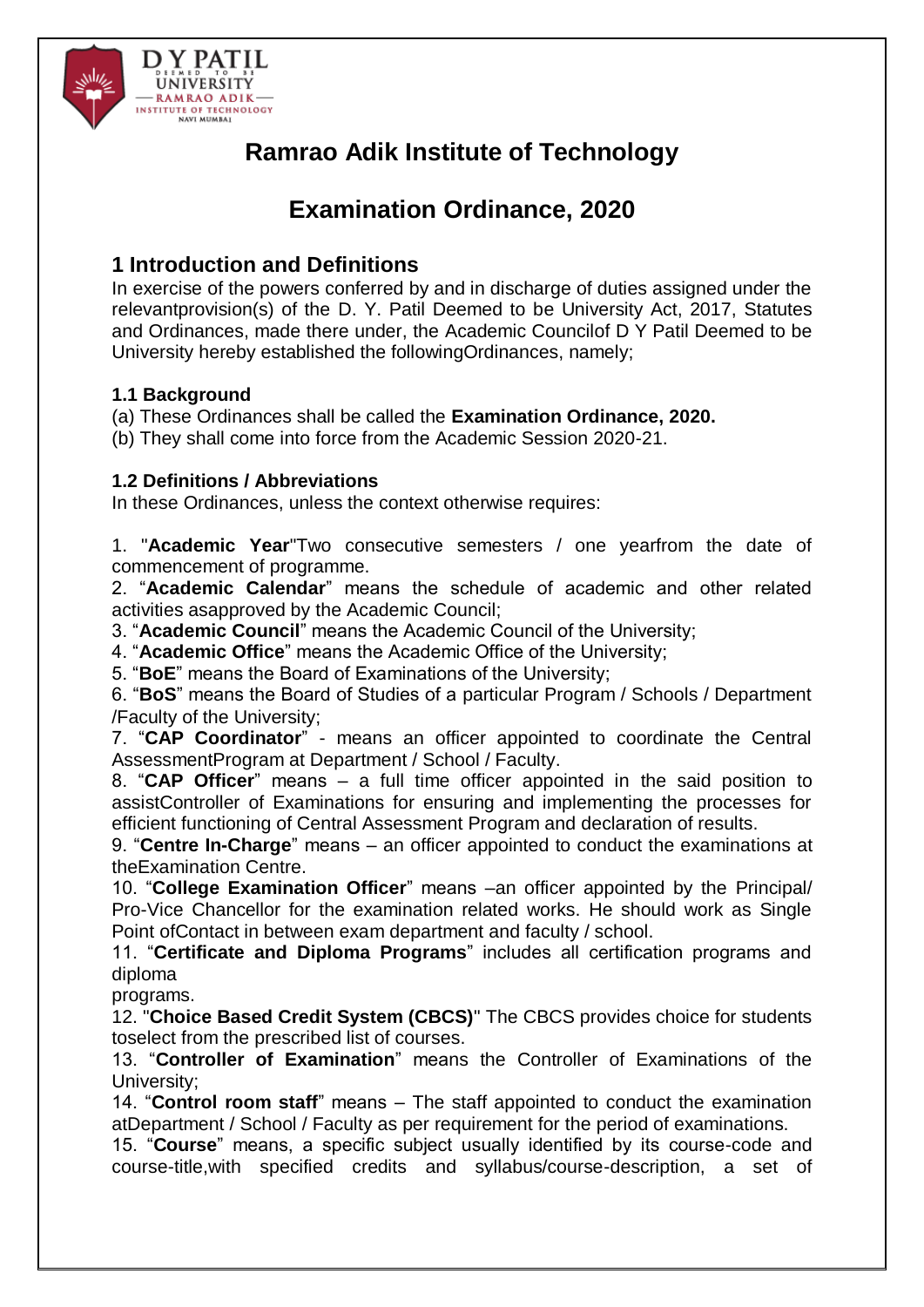# Ramrao Adik Institute of Technology

# Examination Ordinance, 2020

## 1 Introduction and Definitions

In exercise of the powers conferred by and in discharge of duties assigned under the relevantprovision(s) of the D. Y. Patil Deemed to be University Act, 2017, Statutes and Ordinances, made there under, the Academic Councilof D Y Patil Deemed to be University hereby established the followingOrdinances, namely;

### 1.1 Background

(a) These Ordinances shall be called the **Examination Ordinance, 2020.**
(b) They shall come into force from the Academic Session 2020-21.

### 1.2 Definitions / Abbreviations

In these Ordinances, unless the context otherwise requires:

1. "**Academic Year**"Two consecutive semesters / one yearfrom the date of commencement of programme.
2. "**Academic Calendar**" means the schedule of academic and other related activities asapproved by the Academic Council;
3. "**Academic Council**" means the Academic Council of the University;
4. "**Academic Office**" means the Academic Office of the University;
5. "**BoE**" means the Board of Examinations of the University;
6. "**BoS**" means the Board of Studies of a particular Program / Schools / Department /Faculty of the University;
7. "**CAP Coordinator**" - means an officer appointed to coordinate the Central AssessmentProgram at Department / School / Faculty.
8. "**CAP Officer**" means – a full time officer appointed in the said position to assistController of Examinations for ensuring and implementing the processes for efficient functioning of Central Assessment Program and declaration of results.
9. "**Centre In-Charge**" means – an officer appointed to conduct the examinations at theExamination Centre.
10. "**College Examination Officer**" means –an officer appointed by the Principal/ Pro-Vice Chancellor for the examination related works. He should work as Single Point ofContact in between exam department and faculty / school.
11. "**Certificate and Diploma Programs**" includes all certification programs and diploma
programs.
12. "**Choice Based Credit System (CBCS)**" The CBCS provides choice for students toselect from the prescribed list of courses.
13. "**Controller of Examination**" means the Controller of Examinations of the University;
14. "**Control room staff**" means – The staff appointed to conduct the examination atDepartment / School / Faculty as per requirement for the period of examinations.
15. "**Course**" means, a specific subject usually identified by its course-code and course-title,with specified credits and syllabus/course-description, a set of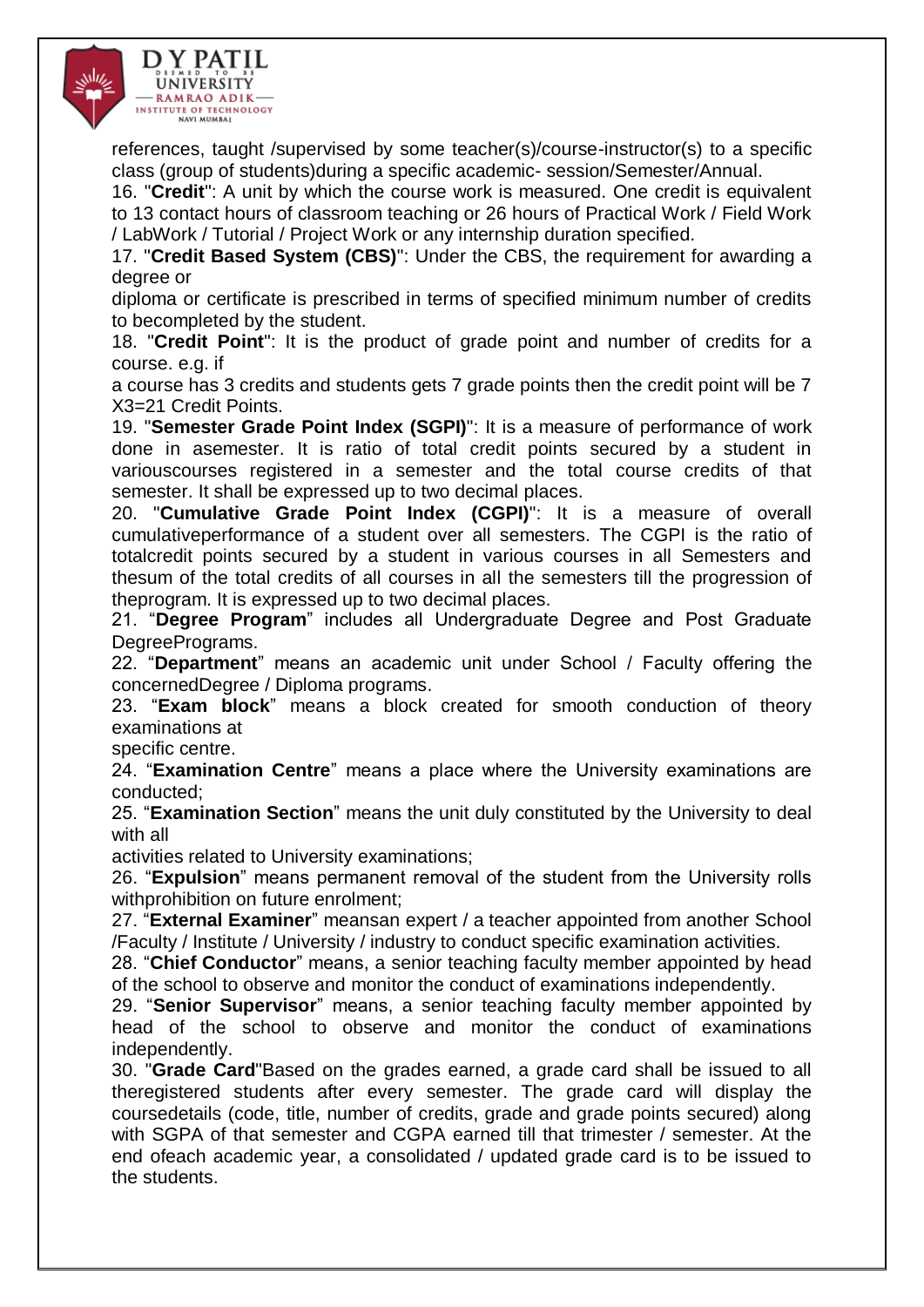references, taught /supervised by some teacher(s)/course-instructor(s) to a specific class (group of students)during a specific academic- session/Semester/Annual.

16. "**Credit**": A unit by which the course work is measured. One credit is equivalent to 13 contact hours of classroom teaching or 26 hours of Practical Work / Field Work / LabWork / Tutorial / Project Work or any internship duration specified.

17. "**Credit Based System (CBS)**": Under the CBS, the requirement for awarding a degree or diploma or certificate is prescribed in terms of specified minimum number of credits to becompleted by the student.

18. "**Credit Point**": It is the product of grade point and number of credits for a course. e.g. if a course has 3 credits and students gets 7 grade points then the credit point will be 7 X3=21 Credit Points.

19. "**Semester Grade Point Index (SGPI)**": It is a measure of performance of work done in asemester. It is ratio of total credit points secured by a student in variouscourses registered in a semester and the total course credits of that semester. It shall be expressed up to two decimal places.

20. "**Cumulative Grade Point Index (CGPI)**": It is a measure of overall cumulativeperformance of a student over all semesters. The CGPI is the ratio of totalcredit points secured by a student in various courses in all Semesters and thesum of the total credits of all courses in all the semesters till the progression of theprogram. It is expressed up to two decimal places.

21. "**Degree Program**" includes all Undergraduate Degree and Post Graduate DegreePrograms.

22. "**Department**" means an academic unit under School / Faculty offering the concernedDegree / Diploma programs.

23. "**Exam block**" means a block created for smooth conduction of theory examinations at specific centre.

24. "**Examination Centre**" means a place where the University examinations are conducted;

25. "**Examination Section**" means the unit duly constituted by the University to deal with all activities related to University examinations;

26. "**Expulsion**" means permanent removal of the student from the University rolls withprohibition on future enrolment;

27. "**External Examiner**" meansan expert / a teacher appointed from another School /Faculty / Institute / University / industry to conduct specific examination activities.

28. "**Chief Conductor**" means, a senior teaching faculty member appointed by head of the school to observe and monitor the conduct of examinations independently.

29. "**Senior Supervisor**" means, a senior teaching faculty member appointed by head of the school to observe and monitor the conduct of examinations independently.

30. "**Grade Card**"Based on the grades earned, a grade card shall be issued to all theregistered students after every semester. The grade card will display the coursedetails (code, title, number of credits, grade and grade points secured) along with SGPA of that semester and CGPA earned till that trimester / semester. At the end ofeach academic year, a consolidated / updated grade card is to be issued to the students.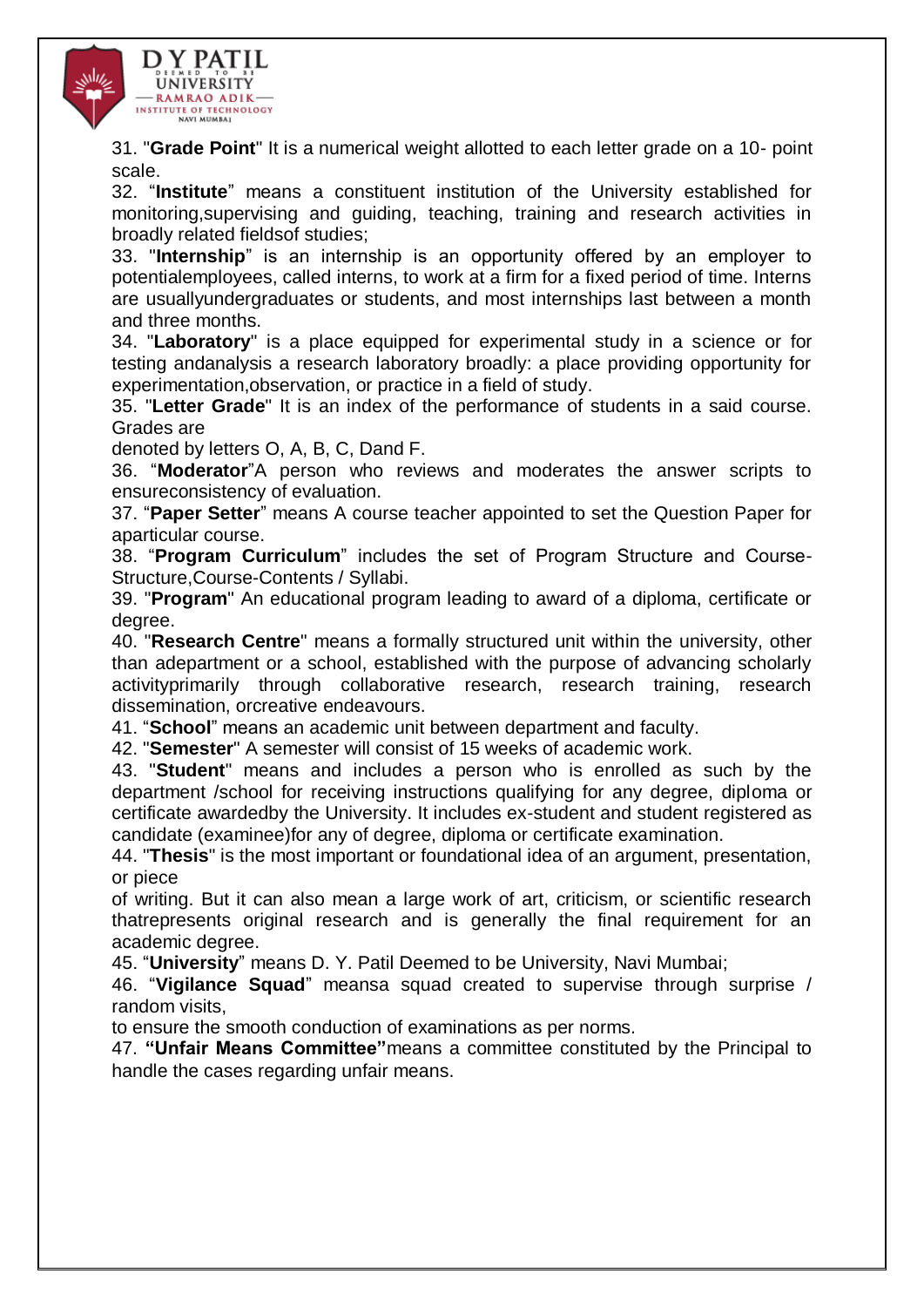31. "**Grade Point**" It is a numerical weight allotted to each letter grade on a 10- point scale.

32. “**Institute**” means a constituent institution of the University established for monitoring,supervising and guiding, teaching, training and research activities in broadly related fieldsof studies;

33. "**Internship**" is an internship is an opportunity offered by an employer to potentialemployees, called interns, to work at a firm for a fixed period of time. Interns are usuallyundergraduates or students, and most internships last between a month and three months.

34. "**Laboratory**" is a place equipped for experimental study in a science or for testing andanalysis a research laboratory broadly: a place providing opportunity for experimentation,observation, or practice in a field of study.

35. "**Letter Grade**" It is an index of the performance of students in a said course. Grades are denoted by letters O, A, B, C, Dand F.

36. “**Moderator**”A person who reviews and moderates the answer scripts to ensureconsistency of evaluation.

37. “**Paper Setter**” means A course teacher appointed to set the Question Paper for aparticular course.

38. “**Program Curriculum**” includes the set of Program Structure and Course-Structure,Course-Contents / Syllabi.

39. "**Program**" An educational program leading to award of a diploma, certificate or degree.

40. "**Research Centre**" means a formally structured unit within the university, other than adepartment or a school, established with the purpose of advancing scholarly activityprimarily through collaborative research, research training, research dissemination, orcreative endeavours.

41. “**School**” means an academic unit between department and faculty.

42. "**Semester**" A semester will consist of 15 weeks of academic work.

43. "**Student**" means and includes a person who is enrolled as such by the department /school for receiving instructions qualifying for any degree, diploma or certificate awardedby the University. It includes ex-student and student registered as candidate (examinee)for any of degree, diploma or certificate examination.

44. "**Thesis**" is the most important or foundational idea of an argument, presentation, or piece of writing. But it can also mean a large work of art, criticism, or scientific research thatrepresents original research and is generally the final requirement for an academic degree.

45. “**University**” means D. Y. Patil Deemed to be University, Navi Mumbai;

46. “**Vigilance Squad**” meansa squad created to supervise through surprise / random visits, to ensure the smooth conduction of examinations as per norms.

47. **“Unfair Means Committee”**means a committee constituted by the Principal to handle the cases regarding unfair means.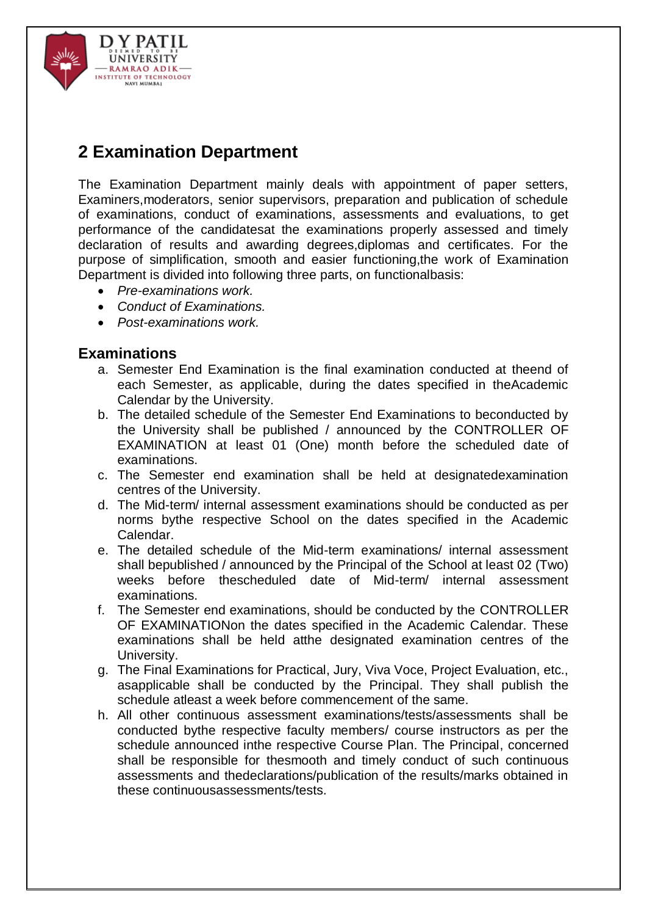## 2 Examination Department

The Examination Department mainly deals with appointment of paper setters, Examiners,moderators, senior supervisors, preparation and publication of schedule of examinations, conduct of examinations, assessments and evaluations, to get performance of the candidatesat the examinations properly assessed and timely declaration of results and awarding degrees,diplomas and certificates. For the purpose of simplification, smooth and easier functioning,the work of Examination Department is divided into following three parts, on functionalbasis:

- *Pre-examinations work.*
- *Conduct of Examinations.*
- *Post-examinations work.*

### Examinations

a. Semester End Examination is the final examination conducted at theend of each Semester, as applicable, during the dates specified in theAcademic Calendar by the University.
b. The detailed schedule of the Semester End Examinations to beconducted by the University shall be published / announced by the CONTROLLER OF EXAMINATION at least 01 (One) month before the scheduled date of examinations.
c. The Semester end examination shall be held at designatedexamination centres of the University.
d. The Mid-term/ internal assessment examinations should be conducted as per norms bythe respective School on the dates specified in the Academic Calendar.
e. The detailed schedule of the Mid-term examinations/ internal assessment shall bepublished / announced by the Principal of the School at least 02 (Two) weeks before thescheduled date of Mid-term/ internal assessment examinations.
f. The Semester end examinations, should be conducted by the CONTROLLER OF EXAMINATIONon the dates specified in the Academic Calendar. These examinations shall be held atthe designated examination centres of the University.
g. The Final Examinations for Practical, Jury, Viva Voce, Project Evaluation, etc., asapplicable shall be conducted by the Principal. They shall publish the schedule atleast a week before commencement of the same.
h. All other continuous assessment examinations/tests/assessments shall be conducted bythe respective faculty members/ course instructors as per the schedule announced inthe respective Course Plan. The Principal, concerned shall be responsible for thesmooth and timely conduct of such continuous assessments and thedeclarations/publication of the results/marks obtained in these continuousassessments/tests.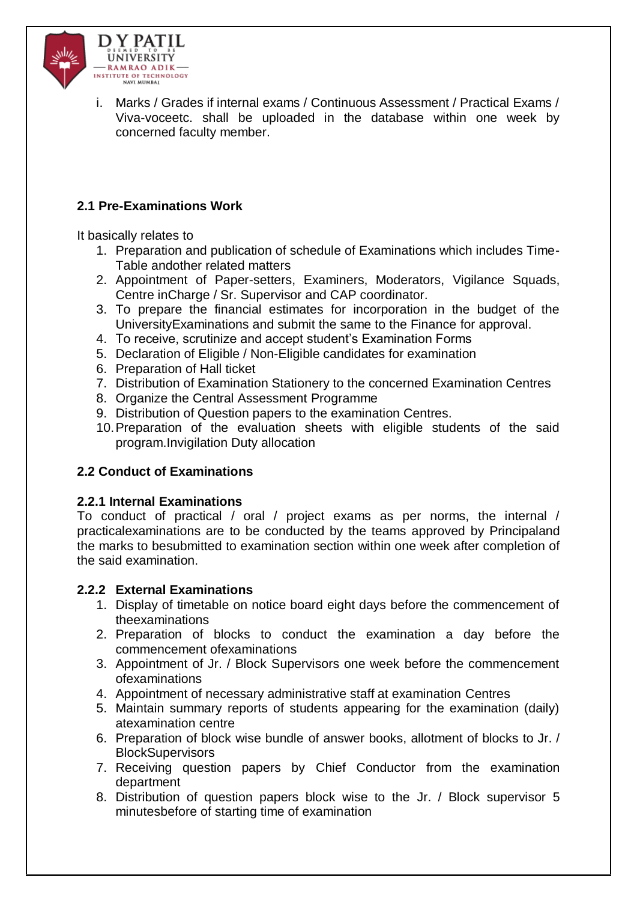i. Marks / Grades if internal exams / Continuous Assessment / Practical Exams / Viva-voceetc. shall be uploaded in the database within one week by concerned faculty member.

### 2.1 Pre-Examinations Work

It basically relates to

1. Preparation and publication of schedule of Examinations which includes Time-Table andother related matters
2. Appointment of Paper-setters, Examiners, Moderators, Vigilance Squads, Centre inCharge / Sr. Supervisor and CAP coordinator.
3. To prepare the financial estimates for incorporation in the budget of the UniversityExaminations and submit the same to the Finance for approval.
4. To receive, scrutinize and accept student's Examination Forms
5. Declaration of Eligible / Non-Eligible candidates for examination
6. Preparation of Hall ticket
7. Distribution of Examination Stationery to the concerned Examination Centres
8. Organize the Central Assessment Programme
9. Distribution of Question papers to the examination Centres.
10. Preparation of the evaluation sheets with eligible students of the said program.Invigilation Duty allocation

### 2.2 Conduct of Examinations

#### 2.2.1 Internal Examinations

To conduct of practical / oral / project exams as per norms, the internal / practicalexaminations are to be conducted by the teams approved by Principaland the marks to besubmitted to examination section within one week after completion of the said examination.

#### 2.2.2 External Examinations

1. Display of timetable on notice board eight days before the commencement of theexaminations
2. Preparation of blocks to conduct the examination a day before the commencement ofexaminations
3. Appointment of Jr. / Block Supervisors one week before the commencement ofexaminations
4. Appointment of necessary administrative staff at examination Centres
5. Maintain summary reports of students appearing for the examination (daily) atexamination centre
6. Preparation of block wise bundle of answer books, allotment of blocks to Jr. / BlockSupervisors
7. Receiving question papers by Chief Conductor from the examination department
8. Distribution of question papers block wise to the Jr. / Block supervisor 5 minutesbefore of starting time of examination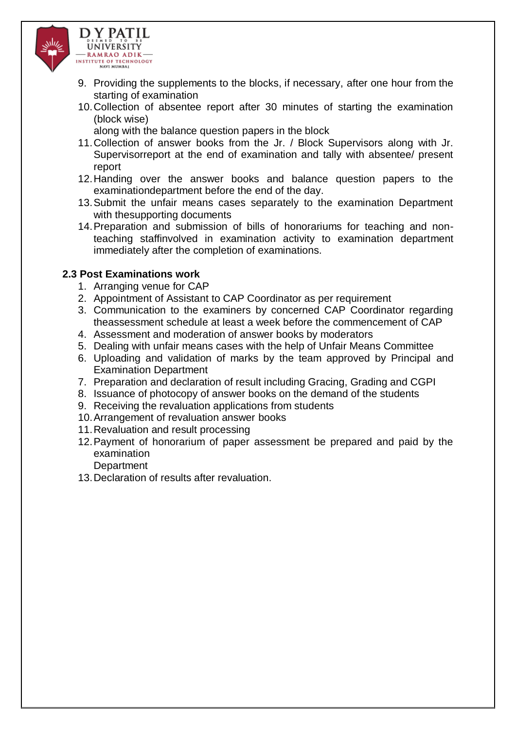9. Providing the supplements to the blocks, if necessary, after one hour from the starting of examination
10. Collection of absentee report after 30 minutes of starting the examination (block wise)
    along with the balance question papers in the block
11. Collection of answer books from the Jr. / Block Supervisors along with Jr. Supervisorreport at the end of examination and tally with absentee/ present report
12. Handing over the answer books and balance question papers to the examinationdepartment before the end of the day.
13. Submit the unfair means cases separately to the examination Department with thesupporting documents
14. Preparation and submission of bills of honorariums for teaching and non-teaching staffinvolved in examination activity to examination department immediately after the completion of examinations.

**2.3 Post Examinations work**

1. Arranging venue for CAP
2. Appointment of Assistant to CAP Coordinator as per requirement
3. Communication to the examiners by concerned CAP Coordinator regarding theassessment schedule at least a week before the commencement of CAP
4. Assessment and moderation of answer books by moderators
5. Dealing with unfair means cases with the help of Unfair Means Committee
6. Uploading and validation of marks by the team approved by Principal and Examination Department
7. Preparation and declaration of result including Gracing, Grading and CGPI
8. Issuance of photocopy of answer books on the demand of the students
9. Receiving the revaluation applications from students
10. Arrangement of revaluation answer books
11. Revaluation and result processing
12. Payment of honorarium of paper assessment be prepared and paid by the examination
    Department
13. Declaration of results after revaluation.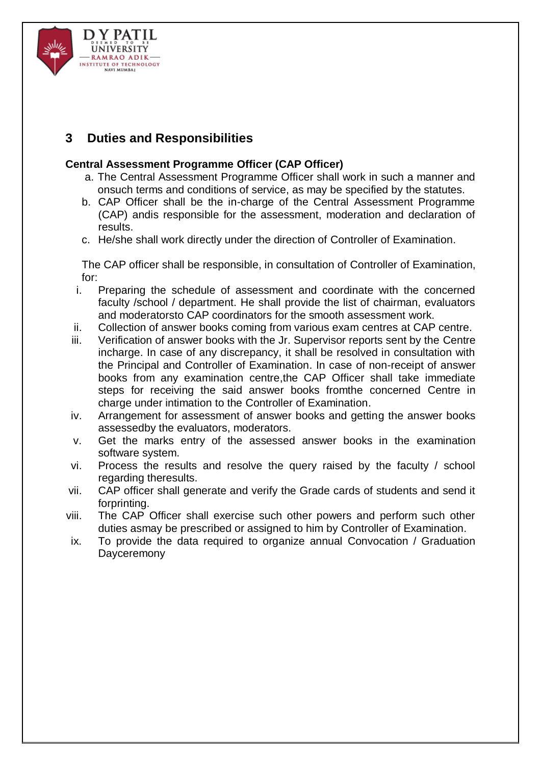## 3 Duties and Responsibilities

**Central Assessment Programme Officer (CAP Officer)**

a. The Central Assessment Programme Officer shall work in such a manner and onsuch terms and conditions of service, as may be specified by the statutes.
b. CAP Officer shall be the in-charge of the Central Assessment Programme (CAP) andis responsible for the assessment, moderation and declaration of results.
c. He/she shall work directly under the direction of Controller of Examination.

The CAP officer shall be responsible, in consultation of Controller of Examination, for:

i. Preparing the schedule of assessment and coordinate with the concerned faculty /school / department. He shall provide the list of chairman, evaluators and moderatorsto CAP coordinators for the smooth assessment work.
ii. Collection of answer books coming from various exam centres at CAP centre.
iii. Verification of answer books with the Jr. Supervisor reports sent by the Centre incharge. In case of any discrepancy, it shall be resolved in consultation with the Principal and Controller of Examination. In case of non-receipt of answer books from any examination centre,the CAP Officer shall take immediate steps for receiving the said answer books fromthe concerned Centre in charge under intimation to the Controller of Examination.
iv. Arrangement for assessment of answer books and getting the answer books assessedby the evaluators, moderators.
v. Get the marks entry of the assessed answer books in the examination software system.
vi. Process the results and resolve the query raised by the faculty / school regarding theresults.
vii. CAP officer shall generate and verify the Grade cards of students and send it forprinting.
viii. The CAP Officer shall exercise such other powers and perform such other duties asmay be prescribed or assigned to him by Controller of Examination.
ix. To provide the data required to organize annual Convocation / Graduation Dayceremony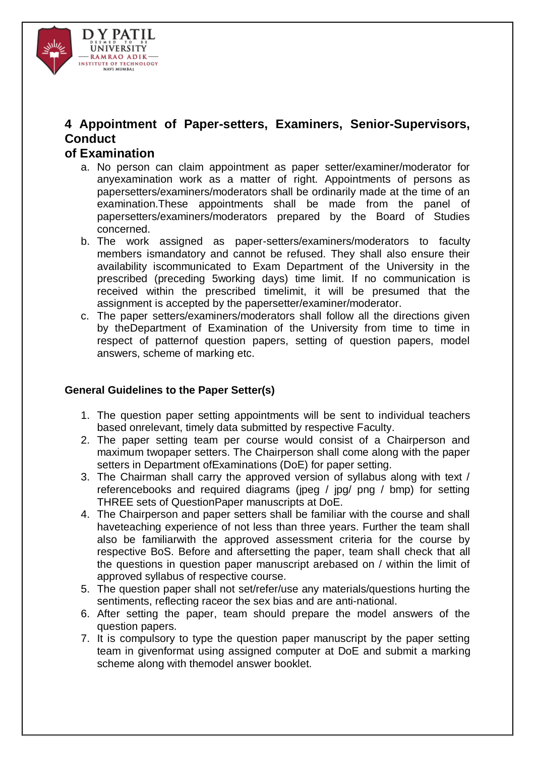## 4 Appointment of Paper-setters, Examiners, Senior-Supervisors, Conduct of Examination

a. No person can claim appointment as paper setter/examiner/moderator for anyexamination work as a matter of right. Appointments of persons as papersetters/examiners/moderators shall be ordinarily made at the time of an examination.These appointments shall be made from the panel of papersetters/examiners/moderators prepared by the Board of Studies concerned.

b. The work assigned as paper-setters/examiners/moderators to faculty members ismandatory and cannot be refused. They shall also ensure their availability iscommunicated to Exam Department of the University in the prescribed (preceding 5working days) time limit. If no communication is received within the prescribed timelimit, it will be presumed that the assignment is accepted by the papersetter/examiner/moderator.

c. The paper setters/examiners/moderators shall follow all the directions given by theDepartment of Examination of the University from time to time in respect of patternof question papers, setting of question papers, model answers, scheme of marking etc.

**General Guidelines to the Paper Setter(s)**

1. The question paper setting appointments will be sent to individual teachers based onrelevant, timely data submitted by respective Faculty.
2. The paper setting team per course would consist of a Chairperson and maximum twopaper setters. The Chairperson shall come along with the paper setters in Department ofExaminations (DoE) for paper setting.
3. The Chairman shall carry the approved version of syllabus along with text / referencebooks and required diagrams (jpeg / jpg/ png / bmp) for setting THREE sets of QuestionPaper manuscripts at DoE.
4. The Chairperson and paper setters shall be familiar with the course and shall haveteaching experience of not less than three years. Further the team shall also be familiarwith the approved assessment criteria for the course by respective BoS. Before and aftersetting the paper, team shall check that all the questions in question paper manuscript arebased on / within the limit of approved syllabus of respective course.
5. The question paper shall not set/refer/use any materials/questions hurting the sentiments, reflecting raceor the sex bias and are anti-national.
6. After setting the paper, team should prepare the model answers of the question papers.
7. It is compulsory to type the question paper manuscript by the paper setting team in givenformat using assigned computer at DoE and submit a marking scheme along with themodel answer booklet.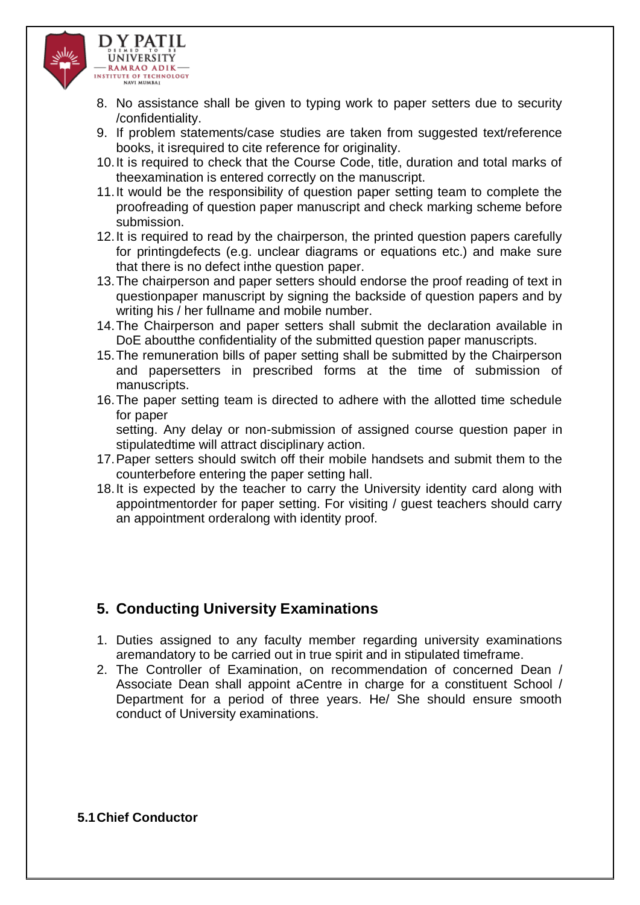8. No assistance shall be given to typing work to paper setters due to security /confidentiality.
9. If problem statements/case studies are taken from suggested text/reference books, it isrequired to cite reference for originality.
10. It is required to check that the Course Code, title, duration and total marks of theexamination is entered correctly on the manuscript.
11. It would be the responsibility of question paper setting team to complete the proofreading of question paper manuscript and check marking scheme before submission.
12. It is required to read by the chairperson, the printed question papers carefully for printingdefects (e.g. unclear diagrams or equations etc.) and make sure that there is no defect inthe question paper.
13. The chairperson and paper setters should endorse the proof reading of text in questionpaper manuscript by signing the backside of question papers and by writing his / her fullname and mobile number.
14. The Chairperson and paper setters shall submit the declaration available in DoE aboutthe confidentiality of the submitted question paper manuscripts.
15. The remuneration bills of paper setting shall be submitted by the Chairperson and papersetters in prescribed forms at the time of submission of manuscripts.
16. The paper setting team is directed to adhere with the allotted time schedule for paper
    setting. Any delay or non-submission of assigned course question paper in stipulatedtime will attract disciplinary action.
17. Paper setters should switch off their mobile handsets and submit them to the counterbefore entering the paper setting hall.
18. It is expected by the teacher to carry the University identity card along with appointmentorder for paper setting. For visiting / guest teachers should carry an appointment orderalong with identity proof.

## 5. Conducting University Examinations

1. Duties assigned to any faculty member regarding university examinations aremandatory to be carried out in true spirit and in stipulated timeframe.
2. The Controller of Examination, on recommendation of concerned Dean / Associate Dean shall appoint aCentre in charge for a constituent School / Department for a period of three years. He/ She should ensure smooth conduct of University examinations.

### 5.1 Chief Conductor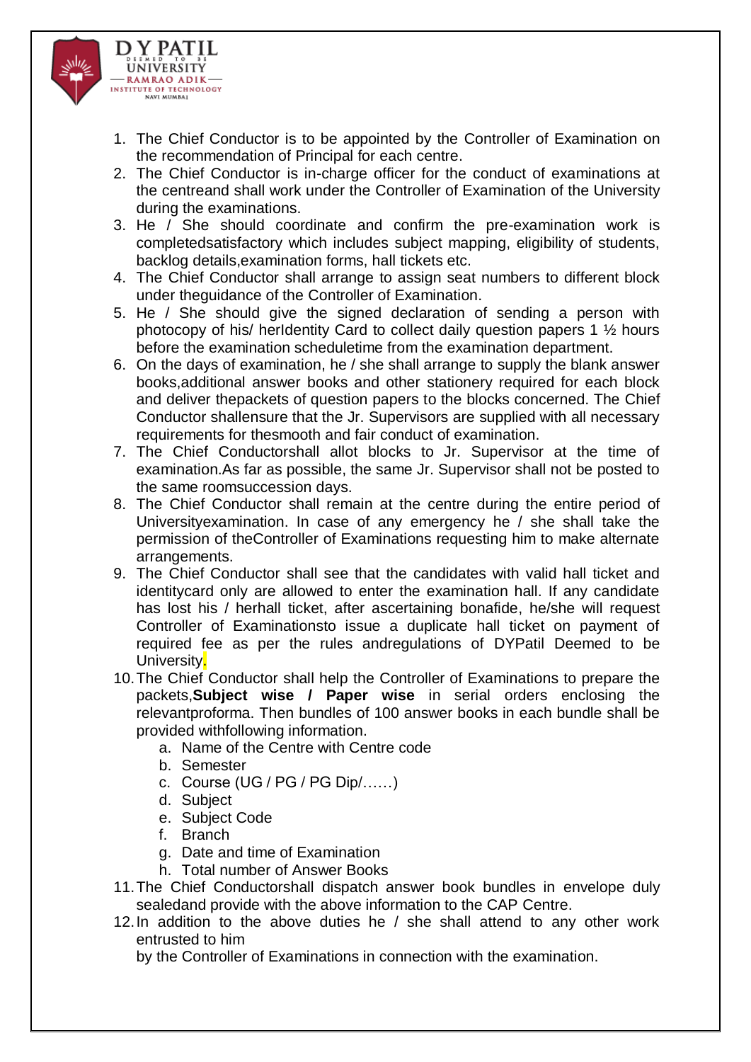1. The Chief Conductor is to be appointed by the Controller of Examination on the recommendation of Principal for each centre.
2. The Chief Conductor is in-charge officer for the conduct of examinations at the centreand shall work under the Controller of Examination of the University during the examinations.
3. He / She should coordinate and confirm the pre-examination work is completedsatisfactory which includes subject mapping, eligibility of students, backlog details,examination forms, hall tickets etc.
4. The Chief Conductor shall arrange to assign seat numbers to different block under theguidance of the Controller of Examination.
5. He / She should give the signed declaration of sending a person with photocopy of his/ herIdentity Card to collect daily question papers 1 ½ hours before the examination scheduletime from the examination department.
6. On the days of examination, he / she shall arrange to supply the blank answer books,additional answer books and other stationery required for each block and deliver thepackets of question papers to the blocks concerned. The Chief Conductor shallensure that the Jr. Supervisors are supplied with all necessary requirements for thesmooth and fair conduct of examination.
7. The Chief Conductorshall allot blocks to Jr. Supervisor at the time of examination.As far as possible, the same Jr. Supervisor shall not be posted to the same roomsuccession days.
8. The Chief Conductor shall remain at the centre during the entire period of Universityexamination. In case of any emergency he / she shall take the permission of theController of Examinations requesting him to make alternate arrangements.
9. The Chief Conductor shall see that the candidates with valid hall ticket and identitycard only are allowed to enter the examination hall. If any candidate has lost his / herhall ticket, after ascertaining bonafide, he/she will request Controller of Examinationsto issue a duplicate hall ticket on payment of required fee as per the rules andregulations of DYPatil Deemed to be University.
10. The Chief Conductor shall help the Controller of Examinations to prepare the packets,**Subject wise / Paper wise** in serial orders enclosing the relevantproforma. Then bundles of 100 answer books in each bundle shall be provided withfollowing information.
    a. Name of the Centre with Centre code
    b. Semester
    c. Course (UG / PG / PG Dip/……)
    d. Subject
    e. Subject Code
    f. Branch
    g. Date and time of Examination
    h. Total number of Answer Books
11. The Chief Conductorshall dispatch answer book bundles in envelope duly sealedand provide with the above information to the CAP Centre.
12. In addition to the above duties he / she shall attend to any other work entrusted to him
    by the Controller of Examinations in connection with the examination.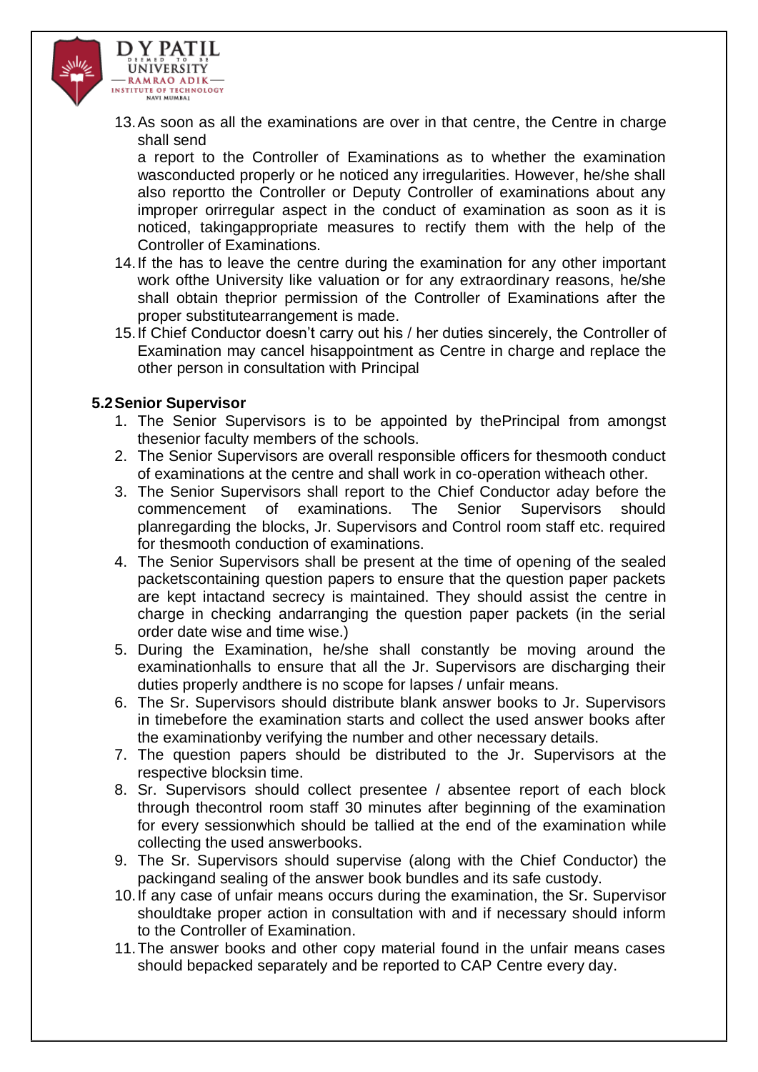13. As soon as all the examinations are over in that centre, the Centre in charge shall send
    a report to the Controller of Examinations as to whether the examination wasconducted properly or he noticed any irregularities. However, he/she shall also reportto the Controller or Deputy Controller of examinations about any improper orirregular aspect in the conduct of examination as soon as it is noticed, takingappropriate measures to rectify them with the help of the Controller of Examinations.
14. If the has to leave the centre during the examination for any other important work ofthe University like valuation or for any extraordinary reasons, he/she shall obtain theprior permission of the Controller of Examinations after the proper substitutearrangement is made.
15. If Chief Conductor doesn't carry out his / her duties sincerely, the Controller of Examination may cancel hisappointment as Centre in charge and replace the other person in consultation with Principal

### 5.2 Senior Supervisor

1. The Senior Supervisors is to be appointed by thePrincipal from amongst thesenior faculty members of the schools.
2. The Senior Supervisors are overall responsible officers for thesmooth conduct of examinations at the centre and shall work in co-operation witheach other.
3. The Senior Supervisors shall report to the Chief Conductor aday before the commencement of examinations. The Senior Supervisors should planregarding the blocks, Jr. Supervisors and Control room staff etc. required for thesmooth conduction of examinations.
4. The Senior Supervisors shall be present at the time of opening of the sealed packetscontaining question papers to ensure that the question paper packets are kept intactand secrecy is maintained. They should assist the centre in charge in checking andarranging the question paper packets (in the serial order date wise and time wise.)
5. During the Examination, he/she shall constantly be moving around the examinationhalls to ensure that all the Jr. Supervisors are discharging their duties properly andthere is no scope for lapses / unfair means.
6. The Sr. Supervisors should distribute blank answer books to Jr. Supervisors in timebefore the examination starts and collect the used answer books after the examinationby verifying the number and other necessary details.
7. The question papers should be distributed to the Jr. Supervisors at the respective blocksin time.
8. Sr. Supervisors should collect presentee / absentee report of each block through thecontrol room staff 30 minutes after beginning of the examination for every sessionwhich should be tallied at the end of the examination while collecting the used answerbooks.
9. The Sr. Supervisors should supervise (along with the Chief Conductor) the packingand sealing of the answer book bundles and its safe custody.
10. If any case of unfair means occurs during the examination, the Sr. Supervisor shouldtake proper action in consultation with and if necessary should inform to the Controller of Examination.
11. The answer books and other copy material found in the unfair means cases should bepacked separately and be reported to CAP Centre every day.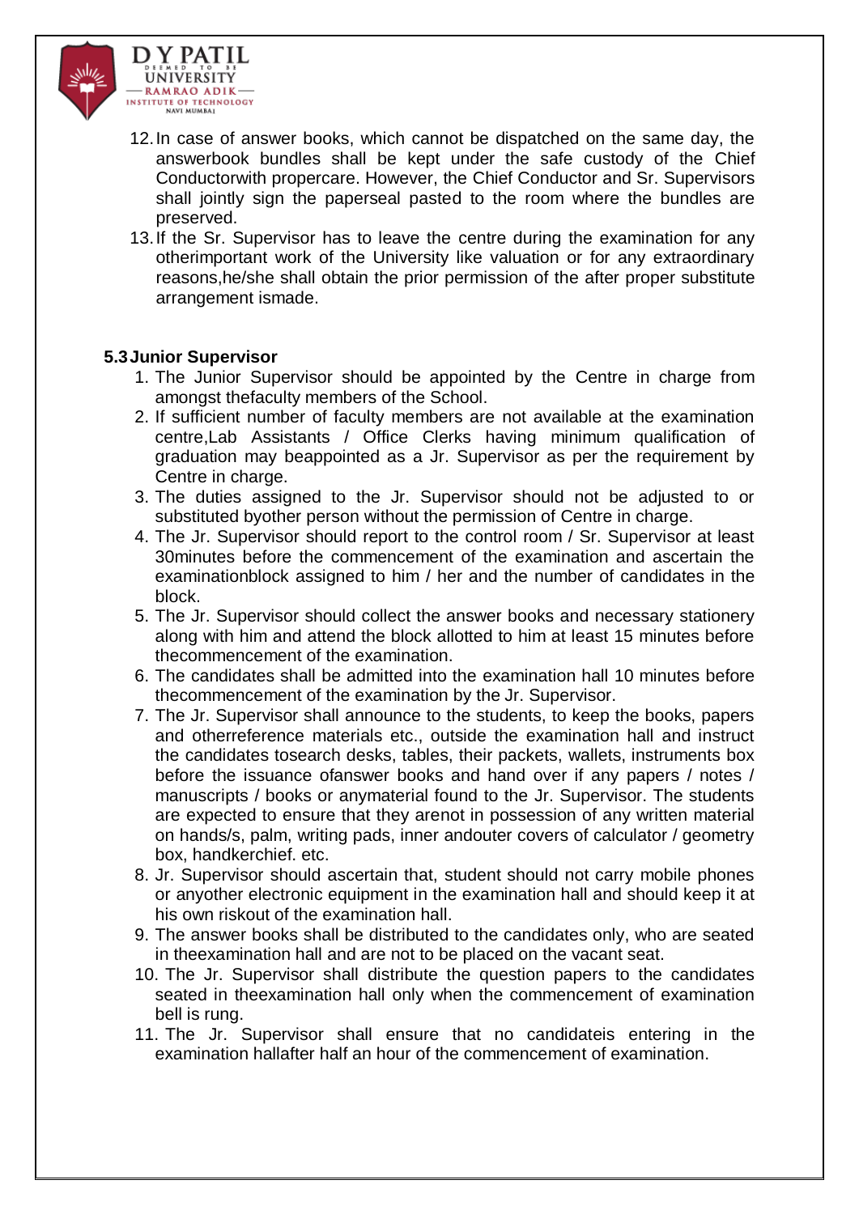12. In case of answer books, which cannot be dispatched on the same day, the answerbook bundles shall be kept under the safe custody of the Chief Conductorwith propercare. However, the Chief Conductor and Sr. Supervisors shall jointly sign the paperseal pasted to the room where the bundles are preserved.
13. If the Sr. Supervisor has to leave the centre during the examination for any otherimportant work of the University like valuation or for any extraordinary reasons,he/she shall obtain the prior permission of the after proper substitute arrangement ismade.

### 5.3 Junior Supervisor

1. The Junior Supervisor should be appointed by the Centre in charge from amongst thefaculty members of the School.
2. If sufficient number of faculty members are not available at the examination centre,Lab Assistants / Office Clerks having minimum qualification of graduation may beappointed as a Jr. Supervisor as per the requirement by Centre in charge.
3. The duties assigned to the Jr. Supervisor should not be adjusted to or substituted byother person without the permission of Centre in charge.
4. The Jr. Supervisor should report to the control room / Sr. Supervisor at least 30minutes before the commencement of the examination and ascertain the examinationblock assigned to him / her and the number of candidates in the block.
5. The Jr. Supervisor should collect the answer books and necessary stationery along with him and attend the block allotted to him at least 15 minutes before thecommencement of the examination.
6. The candidates shall be admitted into the examination hall 10 minutes before thecommencement of the examination by the Jr. Supervisor.
7. The Jr. Supervisor shall announce to the students, to keep the books, papers and otherreference materials etc., outside the examination hall and instruct the candidates tosearch desks, tables, their packets, wallets, instruments box before the issuance ofanswer books and hand over if any papers / notes / manuscripts / books or anymaterial found to the Jr. Supervisor. The students are expected to ensure that they arenot in possession of any written material on hands/s, palm, writing pads, inner andouter covers of calculator / geometry box, handkerchief. etc.
8. Jr. Supervisor should ascertain that, student should not carry mobile phones or anyother electronic equipment in the examination hall and should keep it at his own riskout of the examination hall.
9. The answer books shall be distributed to the candidates only, who are seated in theexamination hall and are not to be placed on the vacant seat.
10. The Jr. Supervisor shall distribute the question papers to the candidates seated in theexamination hall only when the commencement of examination bell is rung.
11. The Jr. Supervisor shall ensure that no candidateis entering in the examination hallafter half an hour of the commencement of examination.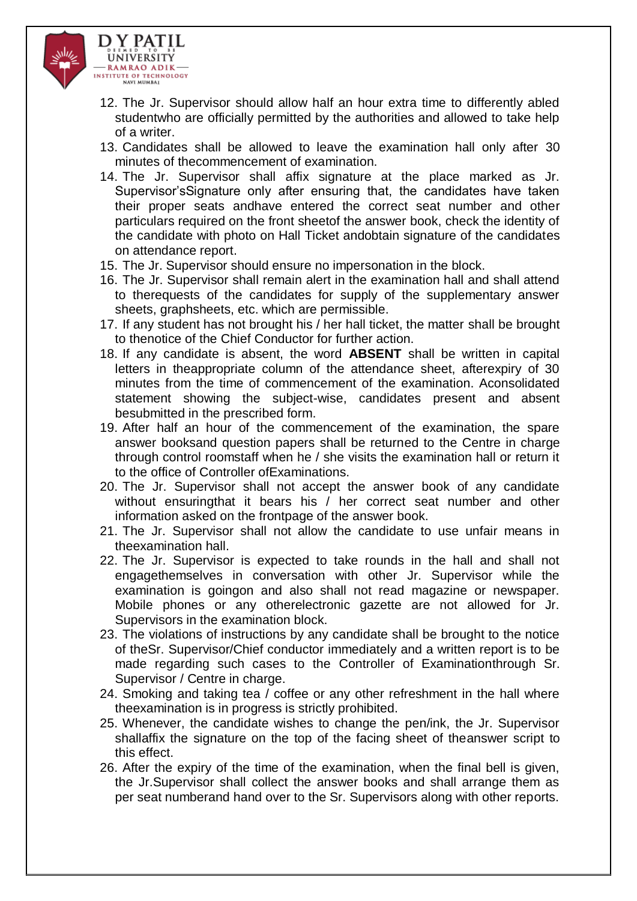12. The Jr. Supervisor should allow half an hour extra time to differently abled studentwho are officially permitted by the authorities and allowed to take help of a writer.
13. Candidates shall be allowed to leave the examination hall only after 30 minutes of thecommencement of examination.
14. The Jr. Supervisor shall affix signature at the place marked as Jr. Supervisor'sSignature only after ensuring that, the candidates have taken their proper seats andhave entered the correct seat number and other particulars required on the front sheetof the answer book, check the identity of the candidate with photo on Hall Ticket andobtain signature of the candidates on attendance report.
15. The Jr. Supervisor should ensure no impersonation in the block.
16. The Jr. Supervisor shall remain alert in the examination hall and shall attend to therequests of the candidates for supply of the supplementary answer sheets, graphsheets, etc. which are permissible.
17. If any student has not brought his / her hall ticket, the matter shall be brought to thenotice of the Chief Conductor for further action.
18. If any candidate is absent, the word **ABSENT** shall be written in capital letters in theappropriate column of the attendance sheet, afterexpiry of 30 minutes from the time of commencement of the examination. Aconsolidated statement showing the subject-wise, candidates present and absent besubmitted in the prescribed form.
19. After half an hour of the commencement of the examination, the spare answer booksand question papers shall be returned to the Centre in charge through control roomstaff when he / she visits the examination hall or return it to the office of Controller ofExaminations.
20. The Jr. Supervisor shall not accept the answer book of any candidate without ensuringthat it bears his / her correct seat number and other information asked on the frontpage of the answer book.
21. The Jr. Supervisor shall not allow the candidate to use unfair means in theexamination hall.
22. The Jr. Supervisor is expected to take rounds in the hall and shall not engagethemselves in conversation with other Jr. Supervisor while the examination is goingon and also shall not read magazine or newspaper. Mobile phones or any otherelectronic gazette are not allowed for Jr. Supervisors in the examination block.
23. The violations of instructions by any candidate shall be brought to the notice of theSr. Supervisor/Chief conductor immediately and a written report is to be made regarding such cases to the Controller of Examinationthrough Sr. Supervisor / Centre in charge.
24. Smoking and taking tea / coffee or any other refreshment in the hall where theexamination is in progress is strictly prohibited.
25. Whenever, the candidate wishes to change the pen/ink, the Jr. Supervisor shallaffix the signature on the top of the facing sheet of theanswer script to this effect.
26. After the expiry of the time of the examination, when the final bell is given, the Jr.Supervisor shall collect the answer books and shall arrange them as per seat numberand hand over to the Sr. Supervisors along with other reports.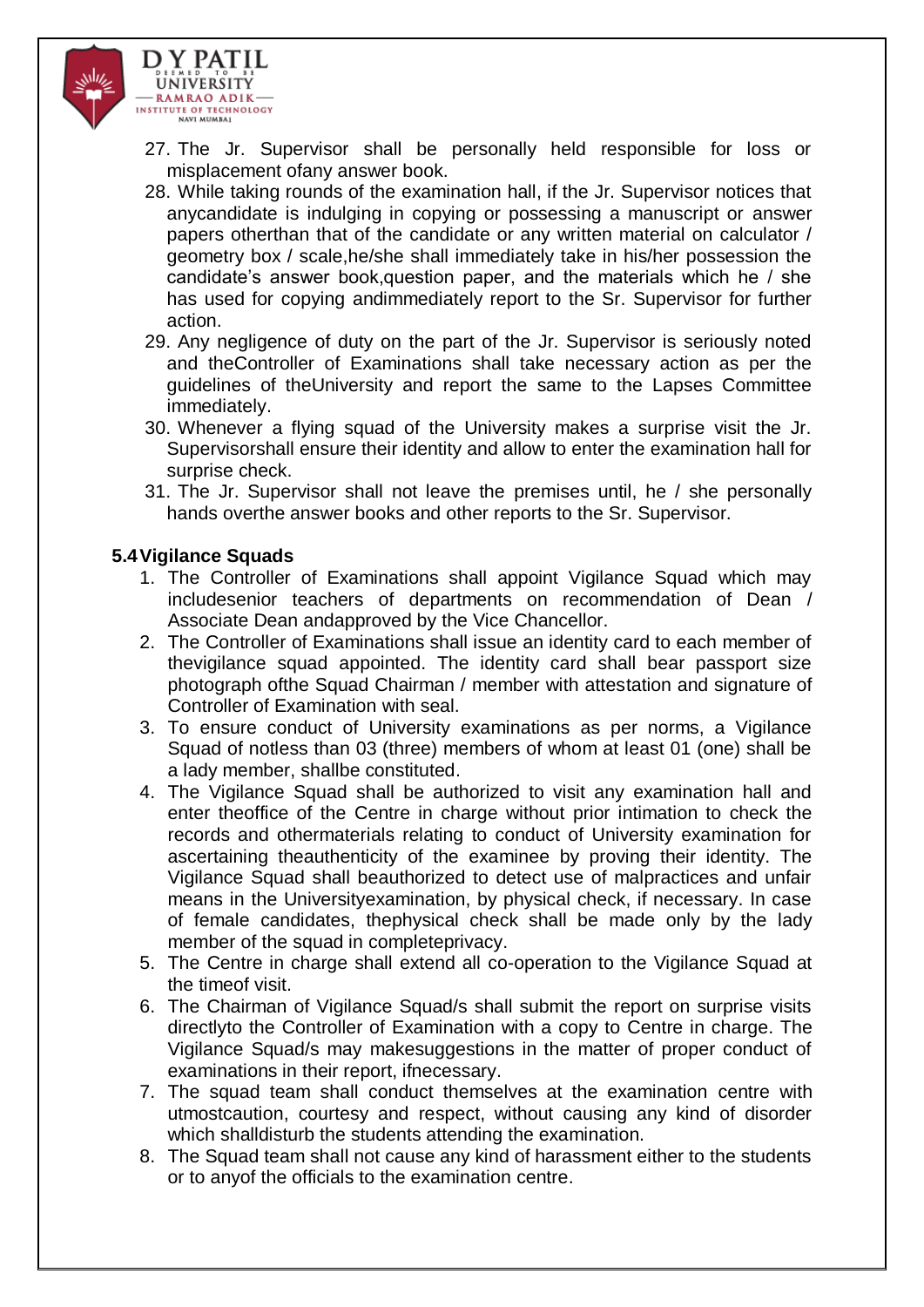27. The Jr. Supervisor shall be personally held responsible for loss or misplacement ofany answer book.
28. While taking rounds of the examination hall, if the Jr. Supervisor notices that anycandidate is indulging in copying or possessing a manuscript or answer papers otherthan that of the candidate or any written material on calculator / geometry box / scale,he/she shall immediately take in his/her possession the candidate's answer book,question paper, and the materials which he / she has used for copying andimmediately report to the Sr. Supervisor for further action.
29. Any negligence of duty on the part of the Jr. Supervisor is seriously noted and theController of Examinations shall take necessary action as per the guidelines of theUniversity and report the same to the Lapses Committee immediately.
30. Whenever a flying squad of the University makes a surprise visit the Jr. Supervisorshall ensure their identity and allow to enter the examination hall for surprise check.
31. The Jr. Supervisor shall not leave the premises until, he / she personally hands overthe answer books and other reports to the Sr. Supervisor.

### 5.4 Vigilance Squads

1. The Controller of Examinations shall appoint Vigilance Squad which may includesenior teachers of departments on recommendation of Dean / Associate Dean andapproved by the Vice Chancellor.
2. The Controller of Examinations shall issue an identity card to each member of thevigilance squad appointed. The identity card shall bear passport size photograph ofthe Squad Chairman / member with attestation and signature of Controller of Examination with seal.
3. To ensure conduct of University examinations as per norms, a Vigilance Squad of notless than 03 (three) members of whom at least 01 (one) shall be a lady member, shallbe constituted.
4. The Vigilance Squad shall be authorized to visit any examination hall and enter theoffice of the Centre in charge without prior intimation to check the records and othermaterials relating to conduct of University examination for ascertaining theauthenticity of the examinee by proving their identity. The Vigilance Squad shall beauthorized to detect use of malpractices and unfair means in the Universityexamination, by physical check, if necessary. In case of female candidates, thephysical check shall be made only by the lady member of the squad in completeprivacy.
5. The Centre in charge shall extend all co-operation to the Vigilance Squad at the timeof visit.
6. The Chairman of Vigilance Squad/s shall submit the report on surprise visits directlyto the Controller of Examination with a copy to Centre in charge. The Vigilance Squad/s may makesuggestions in the matter of proper conduct of examinations in their report, ifnecessary.
7. The squad team shall conduct themselves at the examination centre with utmostcaution, courtesy and respect, without causing any kind of disorder which shalldisturb the students attending the examination.
8. The Squad team shall not cause any kind of harassment either to the students or to anyof the officials to the examination centre.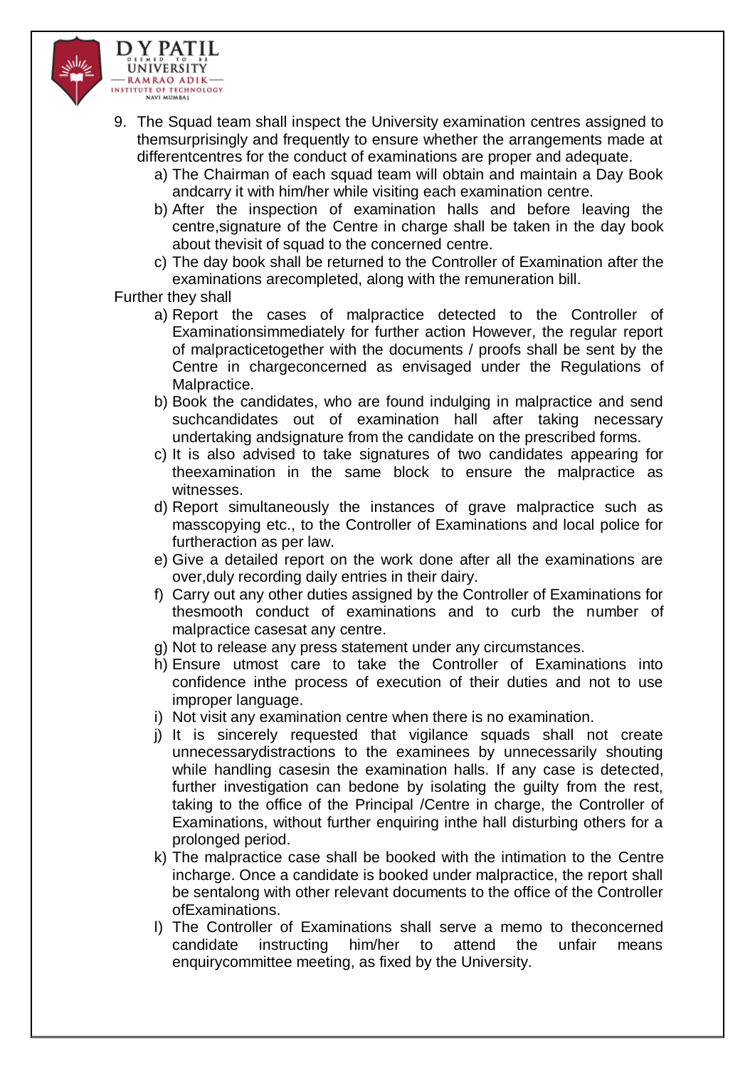9. The Squad team shall inspect the University examination centres assigned to themsurprisingly and frequently to ensure whether the arrangements made at differentcentres for the conduct of examinations are proper and adequate.
   a) The Chairman of each squad team will obtain and maintain a Day Book andcarry it with him/her while visiting each examination centre.
   b) After the inspection of examination halls and before leaving the centre,signature of the Centre in charge shall be taken in the day book about thevisit of squad to the concerned centre.
   c) The day book shall be returned to the Controller of Examination after the examinations arecompleted, along with the remuneration bill.

Further they shall

   a) Report the cases of malpractice detected to the Controller of Examinationsimmediately for further action However, the regular report of malpracticetogether with the documents / proofs shall be sent by the Centre in chargeconcerned as envisaged under the Regulations of Malpractice.
   b) Book the candidates, who are found indulging in malpractice and send suchcandidates out of examination hall after taking necessary undertaking andsignature from the candidate on the prescribed forms.
   c) It is also advised to take signatures of two candidates appearing for theexamination in the same block to ensure the malpractice as witnesses.
   d) Report simultaneously the instances of grave malpractice such as masscopying etc., to the Controller of Examinations and local police for furtheraction as per law.
   e) Give a detailed report on the work done after all the examinations are over,duly recording daily entries in their dairy.
   f) Carry out any other duties assigned by the Controller of Examinations for thesmooth conduct of examinations and to curb the number of malpractice casesat any centre.
   g) Not to release any press statement under any circumstances.
   h) Ensure utmost care to take the Controller of Examinations into confidence inthe process of execution of their duties and not to use improper language.
   i) Not visit any examination centre when there is no examination.
   j) It is sincerely requested that vigilance squads shall not create unnecessarydistractions to the examinees by unnecessarily shouting while handling casesin the examination halls. If any case is detected, further investigation can bedone by isolating the guilty from the rest, taking to the office of the Principal /Centre in charge, the Controller of Examinations, without further enquiring inthe hall disturbing others for a prolonged period.
   k) The malpractice case shall be booked with the intimation to the Centre incharge. Once a candidate is booked under malpractice, the report shall be sentalong with other relevant documents to the office of the Controller ofExaminations.
   l) The Controller of Examinations shall serve a memo to theconcerned candidate instructing him/her to attend the unfair means enquirycommittee meeting, as fixed by the University.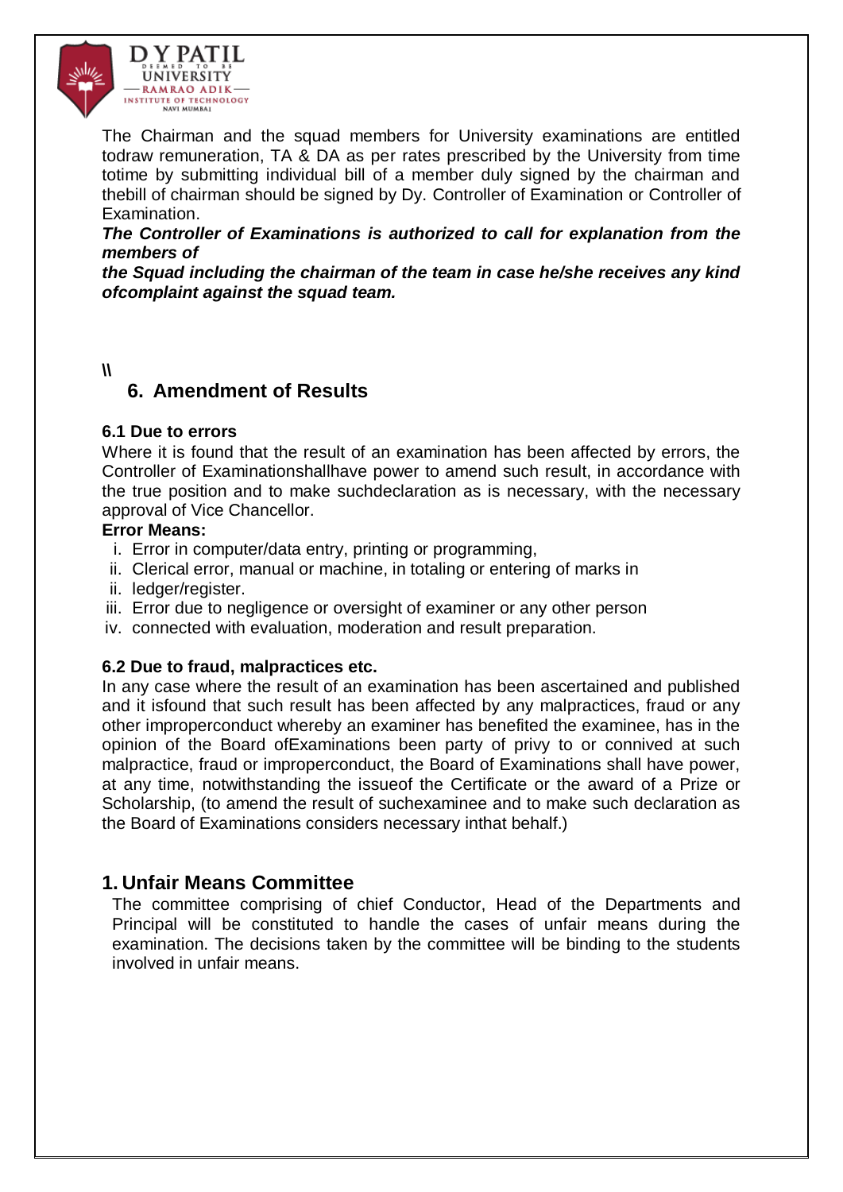The Chairman and the squad members for University examinations are entitled todraw remuneration, TA & DA as per rates prescribed by the University from time totime by submitting individual bill of a member duly signed by the chairman and thebill of chairman should be signed by Dy. Controller of Examination or Controller of Examination.

***The Controller of Examinations is authorized to call for explanation from the members of***
***the Squad including the chairman of the team in case he/she receives any kind ofcomplaint against the squad team.***

\\

## 6. Amendment of Results

**6.1 Due to errors**

Where it is found that the result of an examination has been affected by errors, the Controller of Examinationshallhave power to amend such result, in accordance with the true position and to make suchdeclaration as is necessary, with the necessary approval of Vice Chancellor.

**Error Means:**

i. Error in computer/data entry, printing or programming,
ii. Clerical error, manual or machine, in totaling or entering of marks in
ii. ledger/register.
iii. Error due to negligence or oversight of examiner or any other person
iv. connected with evaluation, moderation and result preparation.

**6.2 Due to fraud, malpractices etc.**

In any case where the result of an examination has been ascertained and published and it isfound that such result has been affected by any malpractices, fraud or any other improperconduct whereby an examiner has benefited the examinee, has in the opinion of the Board ofExaminations been party of privy to or connived at such malpractice, fraud or improperconduct, the Board of Examinations shall have power, at any time, notwithstanding the issueof the Certificate or the award of a Prize or Scholarship, (to amend the result of suchexaminee and to make such declaration as the Board of Examinations considers necessary inthat behalf.)

## 1. Unfair Means Committee

The committee comprising of chief Conductor, Head of the Departments and Principal will be constituted to handle the cases of unfair means during the examination. The decisions taken by the committee will be binding to the students involved in unfair means.